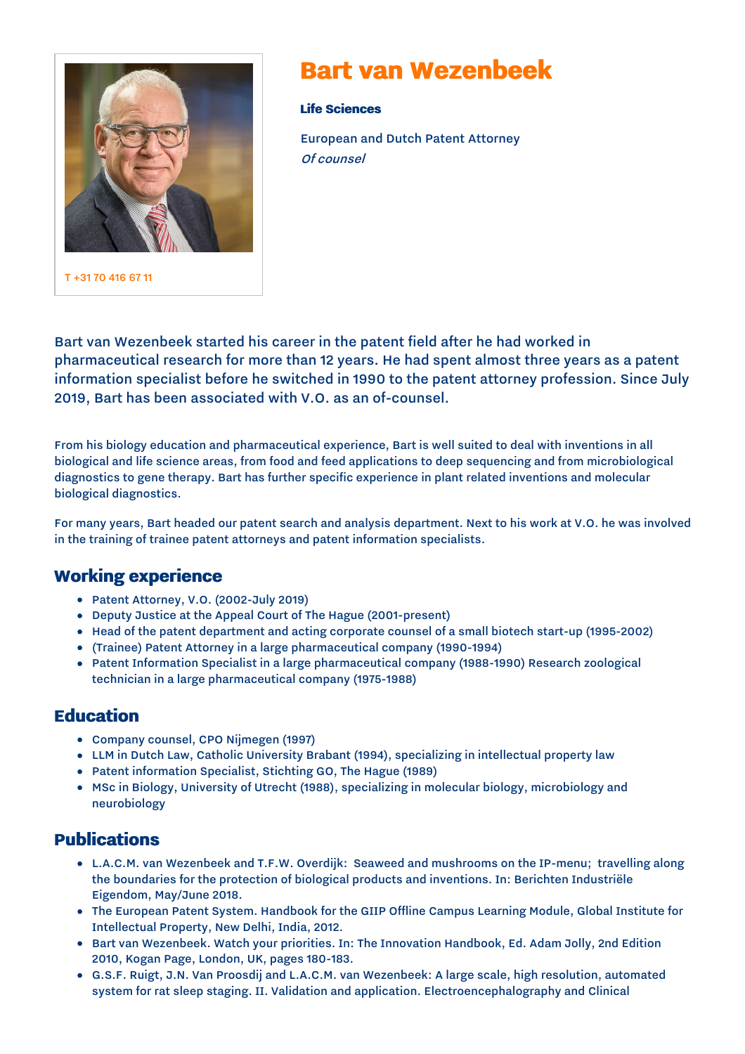# Bart van Wezenbeek

**Life Sciences**

European and Dutch Patent Attorney
*Of counsel*

T +31 70 416 67 11

Bart van Wezenbeek started his career in the patent field after he had worked in pharmaceutical research for more than 12 years. He had spent almost three years as a patent information specialist before he switched in 1990 to the patent attorney profession. Since July 2019, Bart has been associated with V.O. as an of-counsel.

From his biology education and pharmaceutical experience, Bart is well suited to deal with inventions in all biological and life science areas, from food and feed applications to deep sequencing and from microbiological diagnostics to gene therapy. Bart has further specific experience in plant related inventions and molecular biological diagnostics.

For many years, Bart headed our patent search and analysis department. Next to his work at V.O. he was involved in the training of trainee patent attorneys and patent information specialists.

## Working experience

- Patent Attorney, V.O. (2002-July 2019)
- Deputy Justice at the Appeal Court of The Hague (2001-present)
- Head of the patent department and acting corporate counsel of a small biotech start-up (1995-2002)
- (Trainee) Patent Attorney in a large pharmaceutical company (1990-1994)
- Patent Information Specialist in a large pharmaceutical company (1988-1990) Research zoological technician in a large pharmaceutical company (1975-1988)

## Education

- Company counsel, CPO Nijmegen (1997)
- LLM in Dutch Law, Catholic University Brabant (1994), specializing in intellectual property law
- Patent information Specialist, Stichting GO, The Hague (1989)
- MSc in Biology, University of Utrecht (1988), specializing in molecular biology, microbiology and neurobiology

## Publications

- L.A.C.M. van Wezenbeek and T.F.W. Overdijk: Seaweed and mushrooms on the IP-menu; travelling along the boundaries for the protection of biological products and inventions. In: Berichten Industriële Eigendom, May/June 2018.
- The European Patent System. Handbook for the GIIP Offline Campus Learning Module, Global Institute for Intellectual Property, New Delhi, India, 2012.
- Bart van Wezenbeek. Watch your priorities. In: The Innovation Handbook, Ed. Adam Jolly, 2nd Edition 2010, Kogan Page, London, UK, pages 180-183.
- G.S.F. Ruigt, J.N. Van Proosdij and L.A.C.M. van Wezenbeek: A large scale, high resolution, automated system for rat sleep staging. II. Validation and application. Electroencephalography and Clinical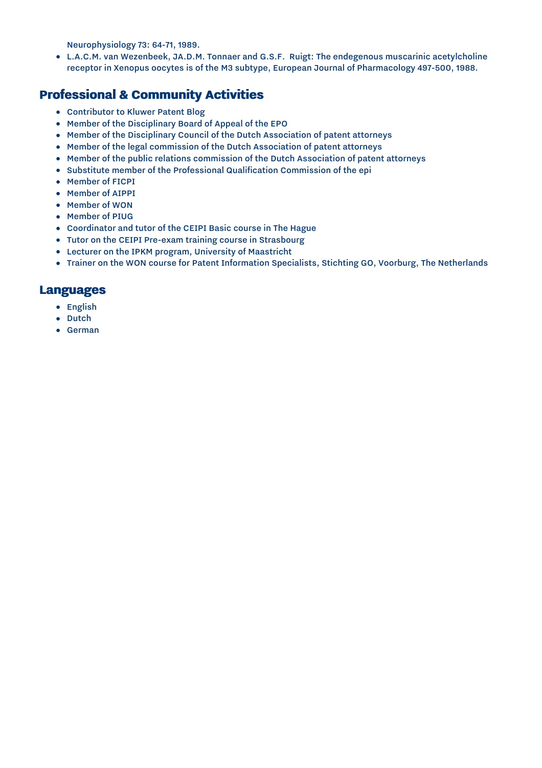Neurophysiology 73: 64-71, 1989.

- L.A.C.M. van Wezenbeek, JA.D.M. Tonnaer and G.S.F. Ruigt: The endegenous muscarinic acetylcholine receptor in Xenopus oocytes is of the M3 subtype, European Journal of Pharmacology 497-500, 1988.

## Professional & Community Activities

- Contributor to Kluwer Patent Blog
- Member of the Disciplinary Board of Appeal of the EPO
- Member of the Disciplinary Council of the Dutch Association of patent attorneys
- Member of the legal commission of the Dutch Association of patent attorneys
- Member of the public relations commission of the Dutch Association of patent attorneys
- Substitute member of the Professional Qualification Commission of the epi
- Member of FICPI
- Member of AIPPI
- Member of WON
- Member of PIUG
- Coordinator and tutor of the CEIPI Basic course in The Hague
- Tutor on the CEIPI Pre-exam training course in Strasbourg
- Lecturer on the IPKM program, University of Maastricht
- Trainer on the WON course for Patent Information Specialists, Stichting GO, Voorburg, The Netherlands

## Languages

- English
- Dutch
- German